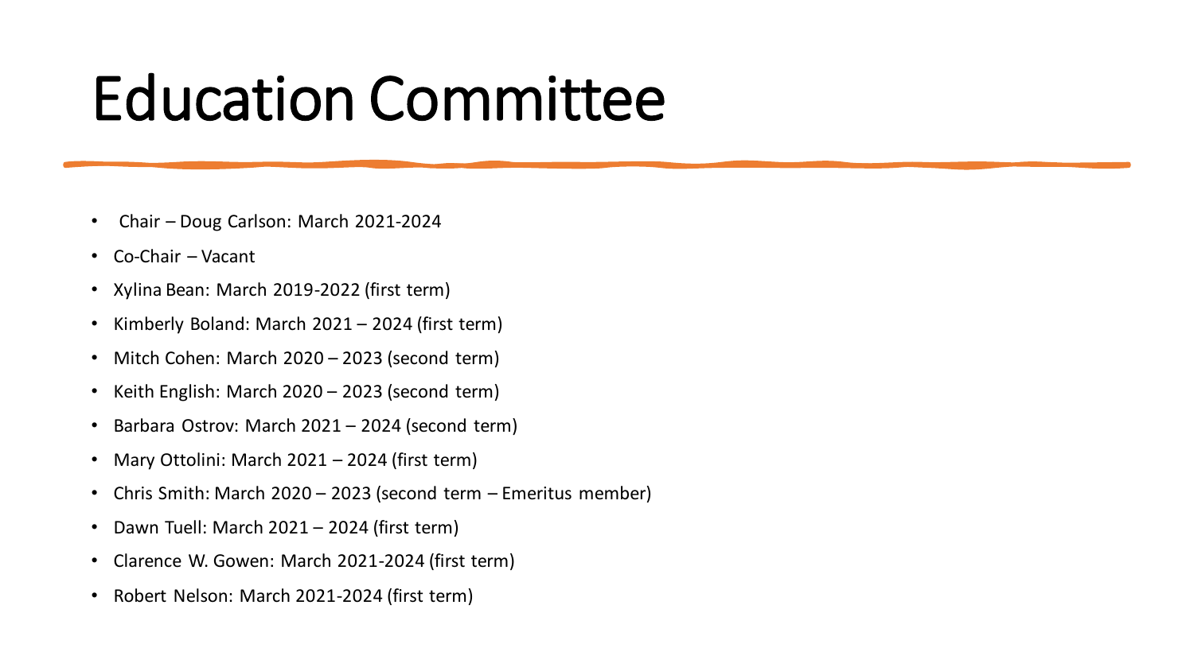# Education Committee

- Chair – Doug Carlson: March 2021-2024
- Co-Chair – Vacant
- Xylina Bean: March 2019-2022 (first term)
- Kimberly Boland: March 2021 – 2024 (first term)
- Mitch Cohen: March 2020 – 2023 (second term)
- Keith English: March 2020 – 2023 (second term)
- Barbara Ostrov: March 2021 – 2024 (second term)
- Mary Ottolini: March 2021 – 2024 (first term)
- Chris Smith: March 2020 – 2023 (second term – Emeritus member)
- Dawn Tuell: March 2021 – 2024 (first term)
- Clarence W. Gowen: March 2021-2024 (first term)
- Robert Nelson: March 2021-2024 (first term)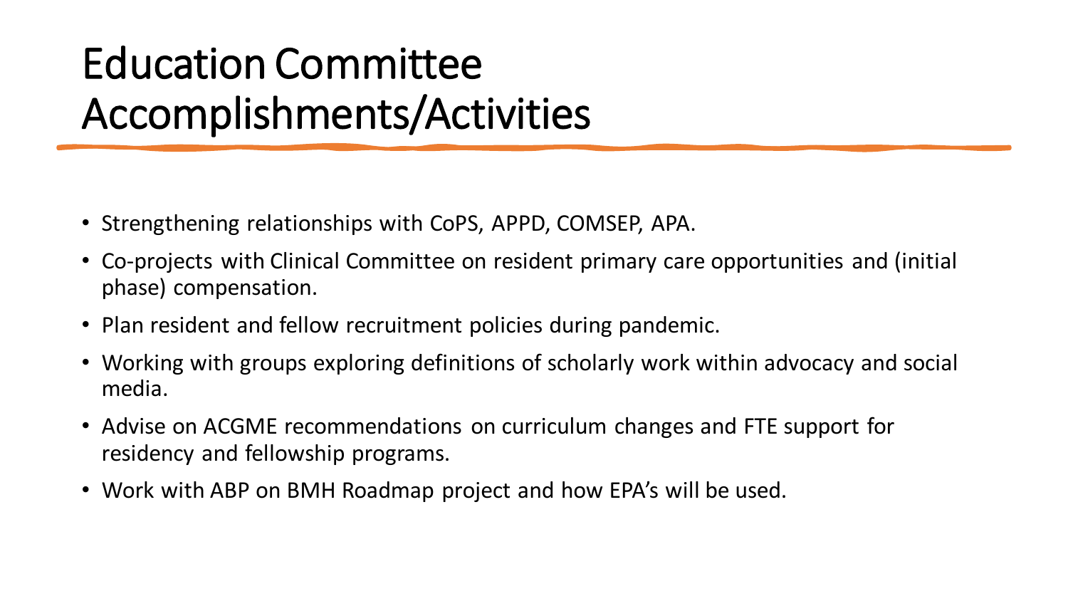# Education Committee Accomplishments/Activities

- Strengthening relationships with CoPS, APPD, COMSEP, APA.
- Co-projects with Clinical Committee on resident primary care opportunities and (initial phase) compensation.
- Plan resident and fellow recruitment policies during pandemic.
- Working with groups exploring definitions of scholarly work within advocacy and social media.
- Advise on ACGME recommendations on curriculum changes and FTE support for residency and fellowship programs.
- Work with ABP on BMH Roadmap project and how EPA's will be used.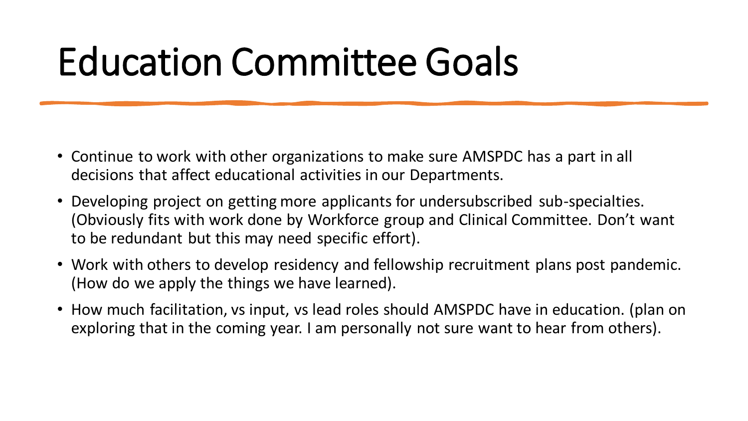# Education Committee Goals

- Continue to work with other organizations to make sure AMSPDC has a part in all decisions that affect educational activities in our Departments.
- Developing project on getting more applicants for undersubscribed sub-specialties. (Obviously fits with work done by Workforce group and Clinical Committee. Don't want to be redundant but this may need specific effort).
- Work with others to develop residency and fellowship recruitment plans post pandemic. (How do we apply the things we have learned).
- How much facilitation, vs input, vs lead roles should AMSPDC have in education. (plan on exploring that in the coming year. I am personally not sure want to hear from others).